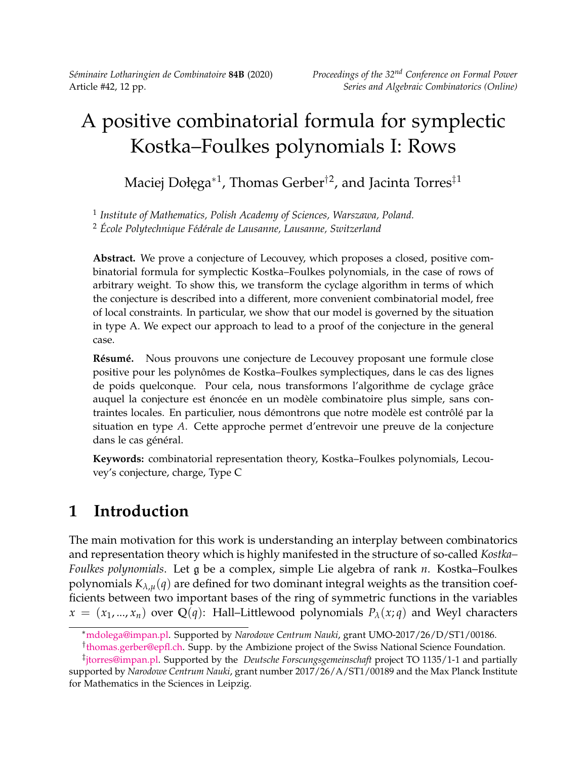# A positive combinatorial formula for symplectic Kostka–Foulkes polynomials I: Rows

Maciej Dołęga*[1], Thomas Gerber†[2], and Jacinta Torres‡[1]

[1] *Institute of Mathematics, Polish Academy of Sciences, Warszawa, Poland.*

[2] *École Polytechnique Fédérale de Lausanne, Lausanne, Switzerland*

**Abstract.** We prove a conjecture of Lecouvey, which proposes a closed, positive combinatorial formula for symplectic Kostka–Foulkes polynomials, in the case of rows of arbitrary weight. To show this, we transform the cyclage algorithm in terms of which the conjecture is described into a different, more convenient combinatorial model, free of local constraints. In particular, we show that our model is governed by the situation in type A. We expect our approach to lead to a proof of the conjecture in the general case.

**Résumé.** Nous prouvons une conjecture de Lecouvey proposant une formule close positive pour les polynômes de Kostka–Foulkes symplectiques, dans le cas des lignes de poids quelconque. Pour cela, nous transformons l'algorithme de cyclage grâce auquel la conjecture est énoncée en un modèle combinatoire plus simple, sans contraintes locales. En particulier, nous démontrons que notre modèle est contrôlé par la situation en type *A*. Cette approche permet d'entrevoir une preuve de la conjecture dans le cas général.

**Keywords:** combinatorial representation theory, Kostka–Foulkes polynomials, Lecouvey's conjecture, charge, Type C

## 1 Introduction

The main motivation for this work is understanding an interplay between combinatorics and representation theory which is highly manifested in the structure of so-called *Kostka–Foulkes polynomials*. Let $\mathfrak{g}$ be a complex, simple Lie algebra of rank $n$. Kostka–Foulkes polynomials $K_{\lambda,\mu}(q)$ are defined for two dominant integral weights as the transition coefficients between two important bases of the ring of symmetric functions in the variables $x = (x_1, ..., x_n)$ over $\mathbb{Q}(q)$: Hall–Littlewood polynomials $P_\lambda(x;q)$ and Weyl characters

---

*mdolega@impan.pl. Supported by *Narodowe Centrum Nauki*, grant UMO-2017/26/D/ST1/00186.

†thomas.gerber@epfl.ch. Supp. by the Ambizione project of the Swiss National Science Foundation.

‡jtorres@impan.pl. Supported by the *Deutsche Forscungsgemeinschaft* project TO 1135/1-1 and partially supported by *Narodowe Centrum Nauki*, grant number 2017/26/A/ST1/00189 and the Max Planck Institute for Mathematics in the Sciences in Leipzig.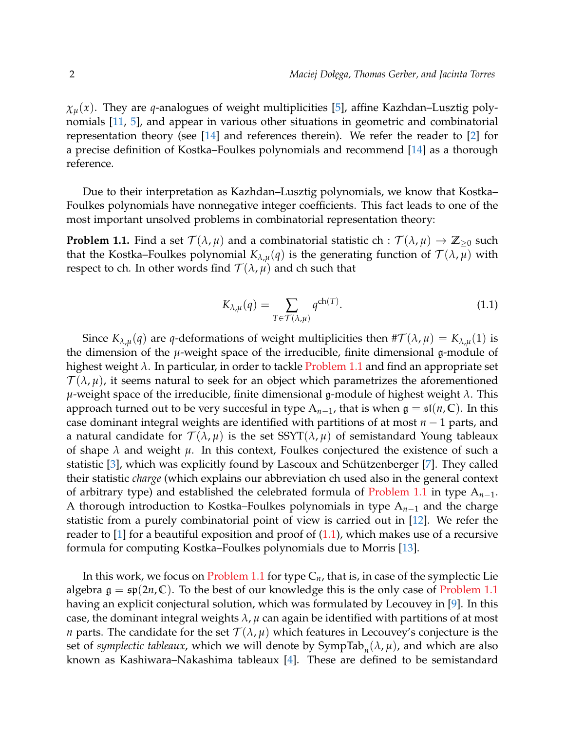$\chi_\mu(x)$. They are $q$-analogues of weight multiplicities [5], affine Kazhdan–Lusztig polynomials [11, 5], and appear in various other situations in geometric and combinatorial representation theory (see [14] and references therein). We refer the reader to [2] for a precise definition of Kostka–Foulkes polynomials and recommend [14] as a thorough reference.

Due to their interpretation as Kazhdan–Lusztig polynomials, we know that Kostka–Foulkes polynomials have nonnegative integer coefficients. This fact leads to one of the most important unsolved problems in combinatorial representation theory:

**Problem 1.1.** Find a set $\mathcal{T}(\lambda,\mu)$ and a combinatorial statistic $\mathrm{ch} : \mathcal{T}(\lambda,\mu) \to \mathbb{Z}_{\geq 0}$ such that the Kostka–Foulkes polynomial $K_{\lambda,\mu}(q)$ is the generating function of $\mathcal{T}(\lambda,\mu)$ with respect to ch. In other words find $\mathcal{T}(\lambda,\mu)$ and ch such that

$$K_{\lambda,\mu}(q) = \sum_{T \in \mathcal{T}(\lambda,\mu)} q^{\mathrm{ch}(T)}. \tag{1.1}$$

Since $K_{\lambda,\mu}(q)$ are $q$-deformations of weight multiplicities then $\#\mathcal{T}(\lambda,\mu) = K_{\lambda,\mu}(1)$ is the dimension of the $\mu$-weight space of the irreducible, finite dimensional $\mathfrak{g}$-module of highest weight $\lambda$. In particular, in order to tackle Problem 1.1 and find an appropriate set $\mathcal{T}(\lambda,\mu)$, it seems natural to seek for an object which parametrizes the aforementioned $\mu$-weight space of the irreducible, finite dimensional $\mathfrak{g}$-module of highest weight $\lambda$. This approach turned out to be very succesful in type $\mathrm{A}_{n-1}$, that is when $\mathfrak{g} = \mathfrak{sl}(n,\mathbb{C})$. In this case dominant integral weights are identified with partitions of at most $n-1$ parts, and a natural candidate for $\mathcal{T}(\lambda,\mu)$ is the set $\mathrm{SSYT}(\lambda,\mu)$ of semistandard Young tableaux of shape $\lambda$ and weight $\mu$. In this context, Foulkes conjectured the existence of such a statistic [3], which was explicitly found by Lascoux and Schützenberger [7]. They called their statistic *charge* (which explains our abbreviation ch used also in the general context of arbitrary type) and established the celebrated formula of Problem 1.1 in type $\mathrm{A}_{n-1}$. A thorough introduction to Kostka–Foulkes polynomials in type $\mathrm{A}_{n-1}$ and the charge statistic from a purely combinatorial point of view is carried out in [12]. We refer the reader to [1] for a beautiful exposition and proof of (1.1), which makes use of a recursive formula for computing Kostka–Foulkes polynomials due to Morris [13].

In this work, we focus on Problem 1.1 for type $\mathrm{C}_n$, that is, in case of the symplectic Lie algebra $\mathfrak{g} = \mathfrak{sp}(2n,\mathbb{C})$. To the best of our knowledge this is the only case of Problem 1.1 having an explicit conjectural solution, which was formulated by Lecouvey in [9]. In this case, the dominant integral weights $\lambda,\mu$ can again be identified with partitions of at most $n$ parts. The candidate for the set $\mathcal{T}(\lambda,\mu)$ which features in Lecouvey's conjecture is the set of *symplectic tableaux*, which we will denote by $\mathrm{SympTab}_n(\lambda,\mu)$, and which are also known as Kashiwara–Nakashima tableaux [4]. These are defined to be semistandard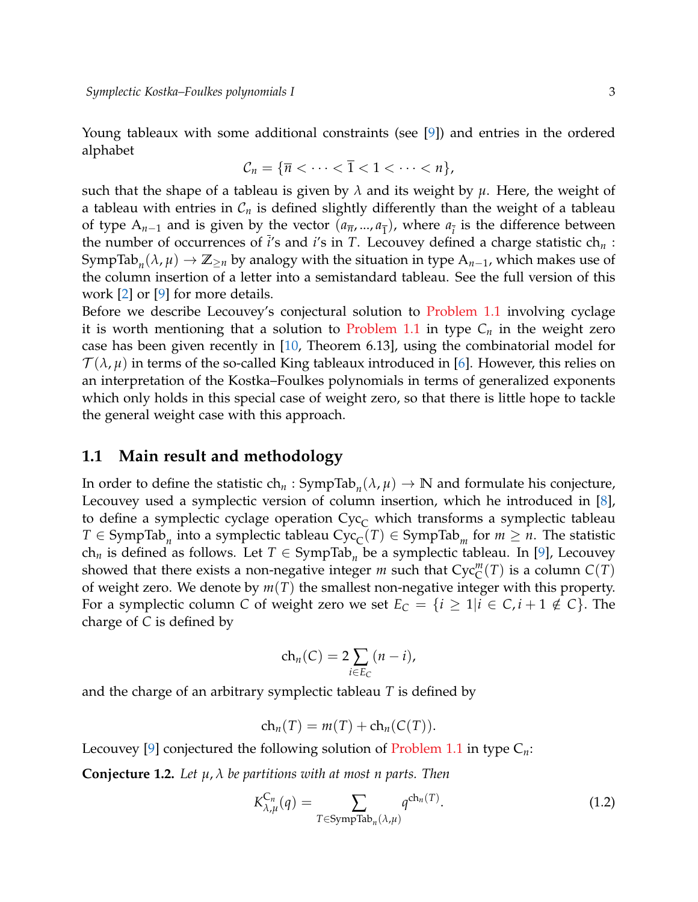Young tableaux with some additional constraints (see [9]) and entries in the ordered alphabet

$$\mathcal{C}_n = \{\overline{n} < \cdots < \overline{1} < 1 < \cdots < n\},$$

such that the shape of a tableau is given by $\lambda$ and its weight by $\mu$. Here, the weight of a tableau with entries in $\mathcal{C}_n$ is defined slightly differently than the weight of a tableau of type $\mathrm{A}_{n-1}$ and is given by the vector $(a_{\overline{n}}, ..., a_{\overline{1}})$, where $a_{\overline{i}}$ is the difference between the number of occurrences of $\bar{i}$'s and $i$'s in $T$. Lecouvey defined a charge statistic $\mathrm{ch}_n : \mathrm{SympTab}_n(\lambda, \mu) \to \mathbb{Z}_{\geq n}$ by analogy with the situation in type $\mathrm{A}_{n-1}$, which makes use of the column insertion of a letter into a semistandard tableau. See the full version of this work [2] or [9] for more details.

Before we describe Lecouvey's conjectural solution to Problem 1.1 involving cyclage it is worth mentioning that a solution to Problem 1.1 in type $C_n$ in the weight zero case has been given recently in [10, Theorem 6.13], using the combinatorial model for $\mathcal{T}(\lambda, \mu)$ in terms of the so-called King tableaux introduced in [6]. However, this relies on an interpretation of the Kostka–Foulkes polynomials in terms of generalized exponents which only holds in this special case of weight zero, so that there is little hope to tackle the general weight case with this approach.

## 1.1 Main result and methodology

In order to define the statistic $\mathrm{ch}_n : \mathrm{SympTab}_n(\lambda, \mu) \to \mathbb{N}$ and formulate his conjecture, Lecouvey used a symplectic version of column insertion, which he introduced in [8], to define a symplectic cyclage operation $\mathrm{Cyc}_{\mathrm{C}}$ which transforms a symplectic tableau $T \in \mathrm{SympTab}_n$ into a symplectic tableau $\mathrm{Cyc}_{\mathrm{C}}(T) \in \mathrm{SympTab}_m$ for $m \geq n$. The statistic $\mathrm{ch}_n$ is defined as follows. Let $T \in \mathrm{SympTab}_n$ be a symplectic tableau. In [9], Lecouvey showed that there exists a non-negative integer $m$ such that $\mathrm{Cyc}^m_{\mathrm{C}}(T)$ is a column $C(T)$ of weight zero. We denote by $m(T)$ the smallest non-negative integer with this property. For a symplectic column $C$ of weight zero we set $E_C = \{i \geq 1 | i \in C, i+1 \notin C\}$. The charge of $C$ is defined by

$$\mathrm{ch}_n(C) = 2\sum_{i \in E_C} (n-i),$$

and the charge of an arbitrary symplectic tableau $T$ is defined by

$$\mathrm{ch}_n(T) = m(T) + \mathrm{ch}_n(C(T)).$$

Lecouvey [9] conjectured the following solution of Problem 1.1 in type $\mathrm{C}_n$:

**Conjecture 1.2.** *Let $\mu, \lambda$ be partitions with at most $n$ parts. Then*

$$K^{\mathrm{C}_n}_{\lambda,\mu}(q) = \sum_{T \in \mathrm{SympTab}_n(\lambda,\mu)} q^{\mathrm{ch}_n(T)}. \tag{1.2}$$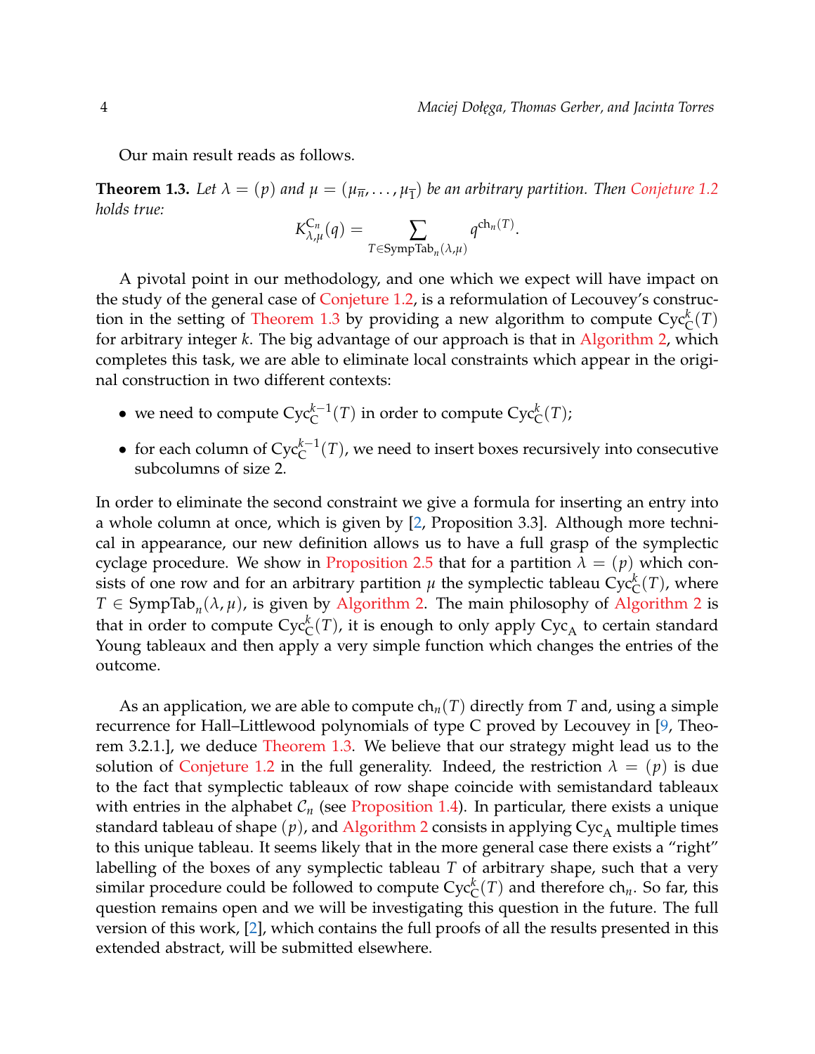Our main result reads as follows.

**Theorem 1.3.** *Let $\lambda = (p)$ and $\mu = (\mu_{\overline{n}}, \ldots, \mu_{\overline{1}})$ be an arbitrary partition. Then Conjeture 1.2 holds true:*

$$K^{C_n}_{\lambda,\mu}(q) = \sum_{T \in \mathrm{SympTab}_n(\lambda,\mu)} q^{\mathrm{ch}_n(T)}.$$

A pivotal point in our methodology, and one which we expect will have impact on the study of the general case of Conjeture 1.2, is a reformulation of Lecouvey's construction in the setting of Theorem 1.3 by providing a new algorithm to compute $\mathrm{Cyc}^k_{\mathrm{C}}(T)$ for arbitrary integer $k$. The big advantage of our approach is that in Algorithm 2, which completes this task, we are able to eliminate local constraints which appear in the original construction in two different contexts:

- we need to compute $\mathrm{Cyc}^{k-1}_{\mathrm{C}}(T)$ in order to compute $\mathrm{Cyc}^k_{\mathrm{C}}(T)$;
- for each column of $\mathrm{Cyc}^{k-1}_{\mathrm{C}}(T)$, we need to insert boxes recursively into consecutive subcolumns of size 2.

In order to eliminate the second constraint we give a formula for inserting an entry into a whole column at once, which is given by [2, Proposition 3.3]. Although more technical in appearance, our new definition allows us to have a full grasp of the symplectic cyclage procedure. We show in Proposition 2.5 that for a partition $\lambda = (p)$ which consists of one row and for an arbitrary partition $\mu$ the symplectic tableau $\mathrm{Cyc}^k_{\mathrm{C}}(T)$, where $T \in \mathrm{SympTab}_n(\lambda,\mu)$, is given by Algorithm 2. The main philosophy of Algorithm 2 is that in order to compute $\mathrm{Cyc}^k_{\mathrm{C}}(T)$, it is enough to only apply $\mathrm{Cyc}_{\mathrm{A}}$ to certain standard Young tableaux and then apply a very simple function which changes the entries of the outcome.

As an application, we are able to compute $\mathrm{ch}_n(T)$ directly from $T$ and, using a simple recurrence for Hall–Littlewood polynomials of type C proved by Lecouvey in [9, Theorem 3.2.1.], we deduce Theorem 1.3. We believe that our strategy might lead us to the solution of Conjeture 1.2 in the full generality. Indeed, the restriction $\lambda = (p)$ is due to the fact that symplectic tableaux of row shape coincide with semistandard tableaux with entries in the alphabet $\mathcal{C}_n$ (see Proposition 1.4). In particular, there exists a unique standard tableau of shape $(p)$, and Algorithm 2 consists in applying $\mathrm{Cyc}_{\mathrm{A}}$ multiple times to this unique tableau. It seems likely that in the more general case there exists a "right" labelling of the boxes of any symplectic tableau $T$ of arbitrary shape, such that a very similar procedure could be followed to compute $\mathrm{Cyc}^k_{\mathrm{C}}(T)$ and therefore $\mathrm{ch}_n$. So far, this question remains open and we will be investigating this question in the future. The full version of this work, [2], which contains the full proofs of all the results presented in this extended abstract, will be submitted elsewhere.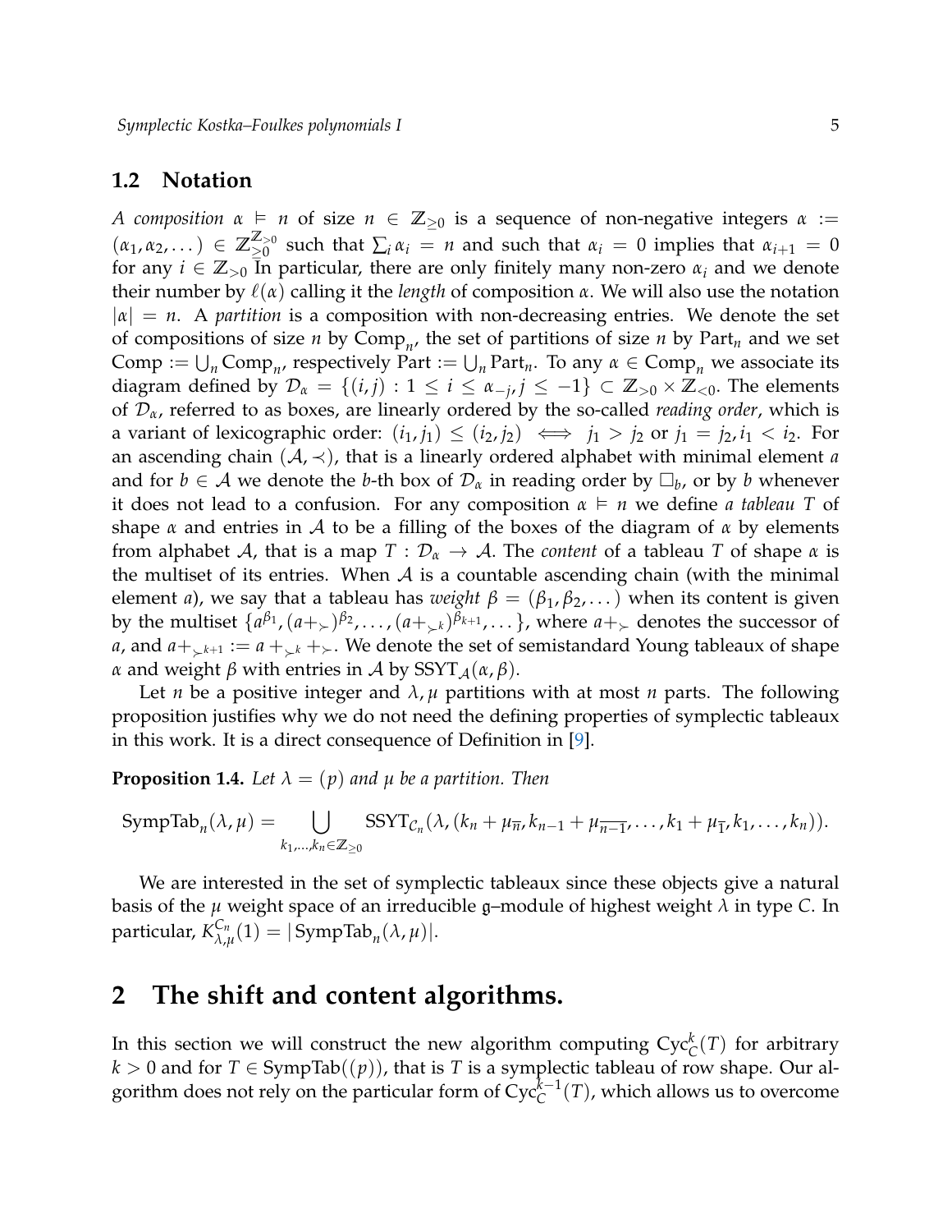## 1.2 Notation

*A composition* $\alpha \vDash n$ of size $n \in \mathbb{Z}_{\geq 0}$ is a sequence of non-negative integers $\alpha := (\alpha_1, \alpha_2, \dots) \in \mathbb{Z}_{\geq 0}^{\mathbb{Z}_{>0}}$ such that $\sum_i \alpha_i = n$ and such that $\alpha_i = 0$ implies that $\alpha_{i+1} = 0$ for any $i \in \mathbb{Z}_{>0}$ In particular, there are only finitely many non-zero $\alpha_i$ and we denote their number by $\ell(\alpha)$ calling it the *length* of composition $\alpha$. We will also use the notation $|\alpha| = n$. A *partition* is a composition with non-decreasing entries. We denote the set of compositions of size $n$ by $\mathrm{Comp}_n$, the set of partitions of size $n$ by $\mathrm{Part}_n$ and we set $\mathrm{Comp} := \bigcup_n \mathrm{Comp}_n$, respectively $\mathrm{Part} := \bigcup_n \mathrm{Part}_n$. To any $\alpha \in \mathrm{Comp}_n$ we associate its diagram defined by $\mathcal{D}_\alpha = \{(i,j) : 1 \leq i \leq \alpha_{-j}, j \leq -1\} \subset \mathbb{Z}_{>0} \times \mathbb{Z}_{<0}$. The elements of $\mathcal{D}_\alpha$, referred to as boxes, are linearly ordered by the so-called *reading order*, which is a variant of lexicographic order: $(i_1, j_1) \leq (i_2, j_2) \iff j_1 > j_2$ or $j_1 = j_2, i_1 < i_2$. For an ascending chain $(\mathcal{A}, \prec)$, that is a linearly ordered alphabet with minimal element $a$ and for $b \in \mathcal{A}$ we denote the $b$-th box of $\mathcal{D}_\alpha$ in reading order by $\square_b$, or by $b$ whenever it does not lead to a confusion. For any composition $\alpha \vDash n$ we define *a tableau $T$* of shape $\alpha$ and entries in $\mathcal{A}$ to be a filling of the boxes of the diagram of $\alpha$ by elements from alphabet $\mathcal{A}$, that is a map $T : \mathcal{D}_\alpha \to \mathcal{A}$. The *content* of a tableau $T$ of shape $\alpha$ is the multiset of its entries. When $\mathcal{A}$ is a countable ascending chain (with the minimal element $a$), we say that a tableau has *weight* $\beta = (\beta_1, \beta_2, \dots)$ when its content is given by the multiset $\{a^{\beta_1}, (a+_\succ)^{\beta_2}, \dots, (a+_{\succ^k})^{\beta_{k+1}}, \dots\}$, where $a+_\succ$ denotes the successor of $a$, and $a+_{\succ^{k+1}} := a +_{\succ^k} +_\succ$. We denote the set of semistandard Young tableaux of shape $\alpha$ and weight $\beta$ with entries in $\mathcal{A}$ by $\mathrm{SSYT}_{\mathcal{A}}(\alpha, \beta)$.

Let $n$ be a positive integer and $\lambda, \mu$ partitions with at most $n$ parts. The following proposition justifies why we do not need the defining properties of symplectic tableaux in this work. It is a direct consequence of Definition in [9].

**Proposition 1.4.** *Let $\lambda = (p)$ and $\mu$ be a partition. Then*

$$\mathrm{SympTab}_n(\lambda, \mu) = \bigcup_{k_1, \dots, k_n \in \mathbb{Z}_{\geq 0}} \mathrm{SSYT}_{\mathcal{C}_n}(\lambda, (k_n + \mu_{\overline{n}}, k_{n-1} + \mu_{\overline{n-1}}, \dots, k_1 + \mu_{\overline{1}}, k_1, \dots, k_n)).$$

We are interested in the set of symplectic tableaux since these objects give a natural basis of the $\mu$ weight space of an irreducible $\mathfrak{g}$–module of highest weight $\lambda$ in type $C$. In particular, $K_{\lambda,\mu}^{C_n}(1) = |\mathrm{SympTab}_n(\lambda, \mu)|$.

# 2 The shift and content algorithms.

In this section we will construct the new algorithm computing $\mathrm{Cyc}_C^k(T)$ for arbitrary $k > 0$ and for $T \in \mathrm{SympTab}((p))$, that is $T$ is a symplectic tableau of row shape. Our algorithm does not rely on the particular form of $\mathrm{Cyc}_C^{k-1}(T)$, which allows us to overcome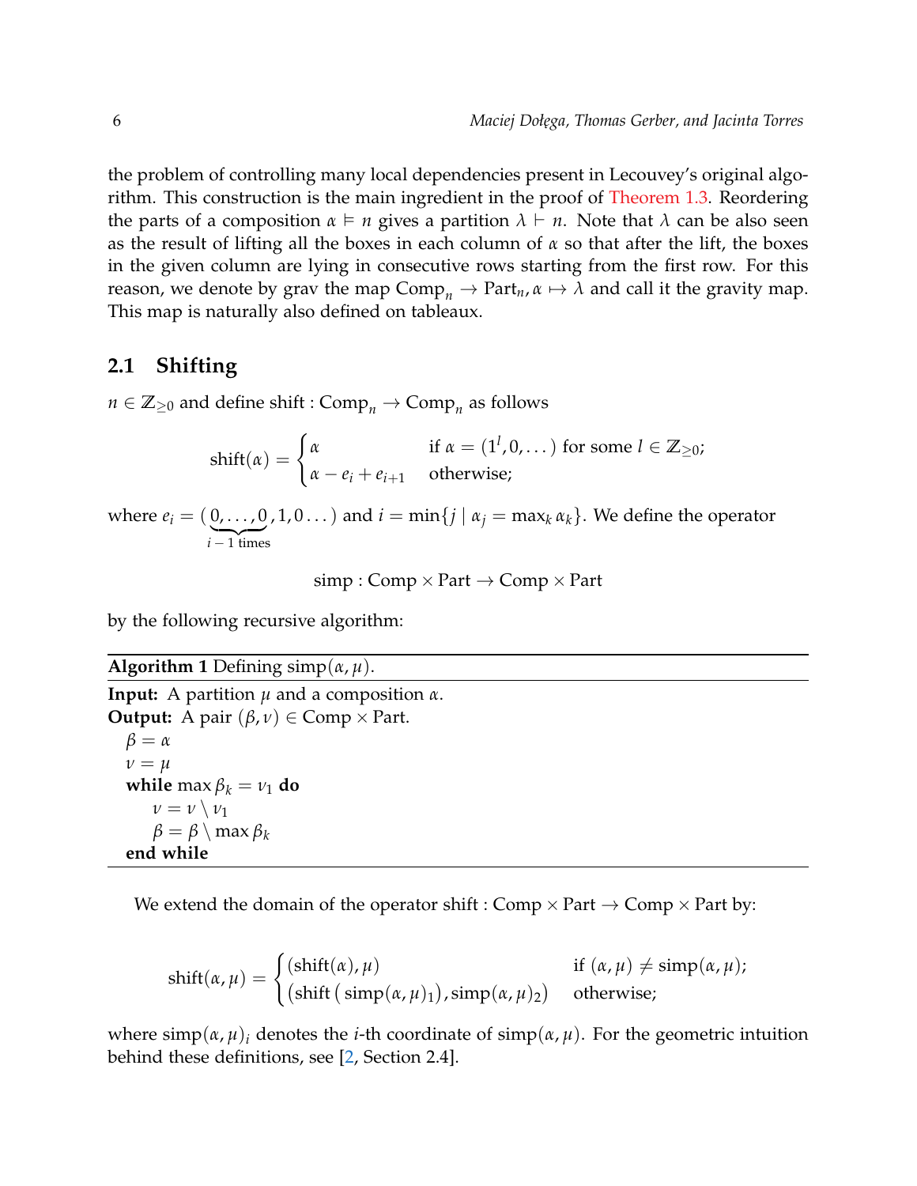the problem of controlling many local dependencies present in Lecouvey's original algorithm. This construction is the main ingredient in the proof of Theorem 1.3. Reordering the parts of a composition $\alpha \vDash n$ gives a partition $\lambda \vdash n$. Note that $\lambda$ can be also seen as the result of lifting all the boxes in each column of $\alpha$ so that after the lift, the boxes in the given column are lying in consecutive rows starting from the first row. For this reason, we denote by grav the map $\mathrm{Comp}_n \to \mathrm{Part}_n, \alpha \mapsto \lambda$ and call it the gravity map. This map is naturally also defined on tableaux.

## 2.1 Shifting

$n \in \mathbb{Z}_{\geq 0}$ and define shift : $\mathrm{Comp}_n \to \mathrm{Comp}_n$ as follows

$$\mathrm{shift}(\alpha) = \begin{cases} \alpha & \text{if } \alpha = (1^l, 0, \dots) \text{ for some } l \in \mathbb{Z}_{\geq 0}; \\ \alpha - e_i + e_{i+1} & \text{otherwise;} \end{cases}$$

where $e_i = (\underbrace{0, \dots, 0}_{i-1 \text{ times}}, 1, 0 \dots)$ and $i = \min\{j \mid \alpha_j = \max_k \alpha_k\}$. We define the operator

$$\mathrm{simp} : \mathrm{Comp} \times \mathrm{Part} \to \mathrm{Comp} \times \mathrm{Part}$$

by the following recursive algorithm:

**Algorithm 1** Defining $\mathrm{simp}(\alpha, \mu)$.

**Input:** A partition $\mu$ and a composition $\alpha$.
**Output:** A pair $(\beta, \nu) \in \mathrm{Comp} \times \mathrm{Part}$.

```
β = α
ν = μ
while max β_k = ν_1 do
    ν = ν \ ν_1
    β = β \ max β_k
end while
```

We extend the domain of the operator shift : $\mathrm{Comp} \times \mathrm{Part} \to \mathrm{Comp} \times \mathrm{Part}$ by:

$$\mathrm{shift}(\alpha, \mu) = \begin{cases} (\mathrm{shift}(\alpha), \mu) & \text{if } (\alpha, \mu) \neq \mathrm{simp}(\alpha, \mu); \\ (\mathrm{shift}\left(\mathrm{simp}(\alpha, \mu)_1\right), \mathrm{simp}(\alpha, \mu)_2) & \text{otherwise;} \end{cases}$$

where $\mathrm{simp}(\alpha, \mu)_i$ denotes the $i$-th coordinate of $\mathrm{simp}(\alpha, \mu)$. For the geometric intuition behind these definitions, see [2, Section 2.4].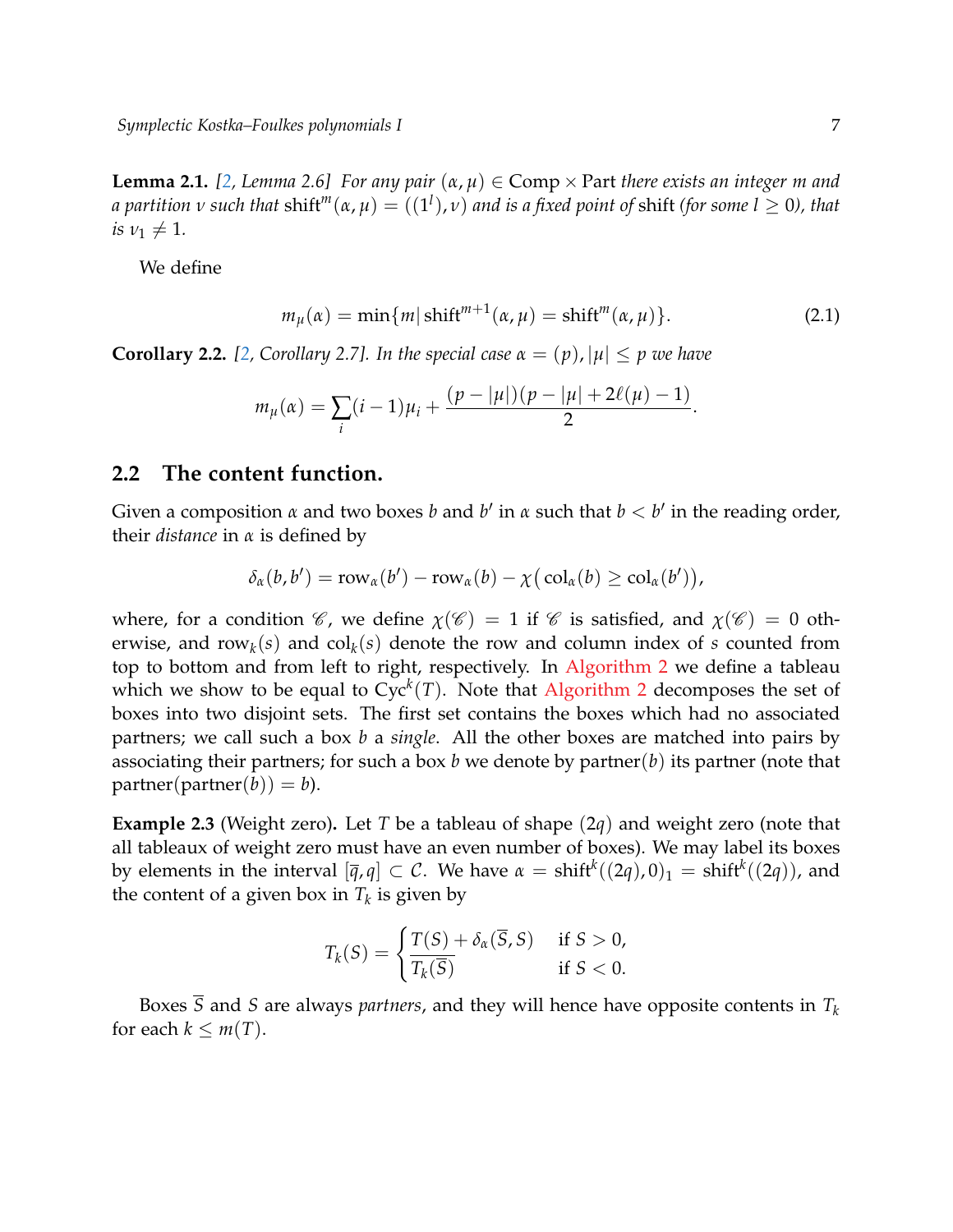**Lemma 2.1.** *[2, Lemma 2.6] For any pair $(\alpha, \mu) \in \mathrm{Comp} \times \mathrm{Part}$ there exists an integer $m$ and a partition $\nu$ such that $\mathrm{shift}^m(\alpha,\mu) = ((1^l), \nu)$ and is a fixed point of* shift *(for some $l \geq 0$), that is $\nu_1 \neq 1$.*

We define

$$m_\mu(\alpha) = \min\{m \mid \mathrm{shift}^{m+1}(\alpha,\mu) = \mathrm{shift}^m(\alpha,\mu)\}. \tag{2.1}$$

**Corollary 2.2.** *[2, Corollary 2.7]. In the special case $\alpha = (p), |\mu| \leq p$ we have*

$$m_\mu(\alpha) = \sum_i (i-1)\mu_i + \frac{(p-|\mu|)(p-|\mu|+2\ell(\mu)-1)}{2}.$$

## 2.2 The content function.

Given a composition $\alpha$ and two boxes $b$ and $b'$ in $\alpha$ such that $b < b'$ in the reading order, their *distance* in $\alpha$ is defined by

$$\delta_\alpha(b,b') = \mathrm{row}_\alpha(b') - \mathrm{row}_\alpha(b) - \chi\big(\mathrm{col}_\alpha(b) \geq \mathrm{col}_\alpha(b')\big),$$

where, for a condition $\mathscr{C}$, we define $\chi(\mathscr{C}) = 1$ if $\mathscr{C}$ is satisfied, and $\chi(\mathscr{C}) = 0$ otherwise, and $\mathrm{row}_k(s)$ and $\mathrm{col}_k(s)$ denote the row and column index of $s$ counted from top to bottom and from left to right, respectively. In Algorithm 2 we define a tableau which we show to be equal to $\mathrm{Cyc}^k(T)$. Note that Algorithm 2 decomposes the set of boxes into two disjoint sets. The first set contains the boxes which had no associated partners; we call such a box $b$ a *single*. All the other boxes are matched into pairs by associating their partners; for such a box $b$ we denote by $\mathrm{partner}(b)$ its partner (note that $\mathrm{partner}(\mathrm{partner}(b)) = b$).

**Example 2.3** (Weight zero)**.** Let $T$ be a tableau of shape $(2q)$ and weight zero (note that all tableaux of weight zero must have an even number of boxes). We may label its boxes by elements in the interval $[\overline{q}, q] \subset \mathcal{C}$. We have $\alpha = \mathrm{shift}^k((2q),0)_1 = \mathrm{shift}^k((2q))$, and the content of a given box in $T_k$ is given by

$$T_k(S) = \begin{cases} T(S) + \delta_\alpha(\overline{S}, S) & \text{if } S > 0, \\ \overline{T_k(\overline{S})} & \text{if } S < 0. \end{cases}$$

Boxes $\overline{S}$ and $S$ are always *partners*, and they will hence have opposite contents in $T_k$ for each $k \leq m(T)$.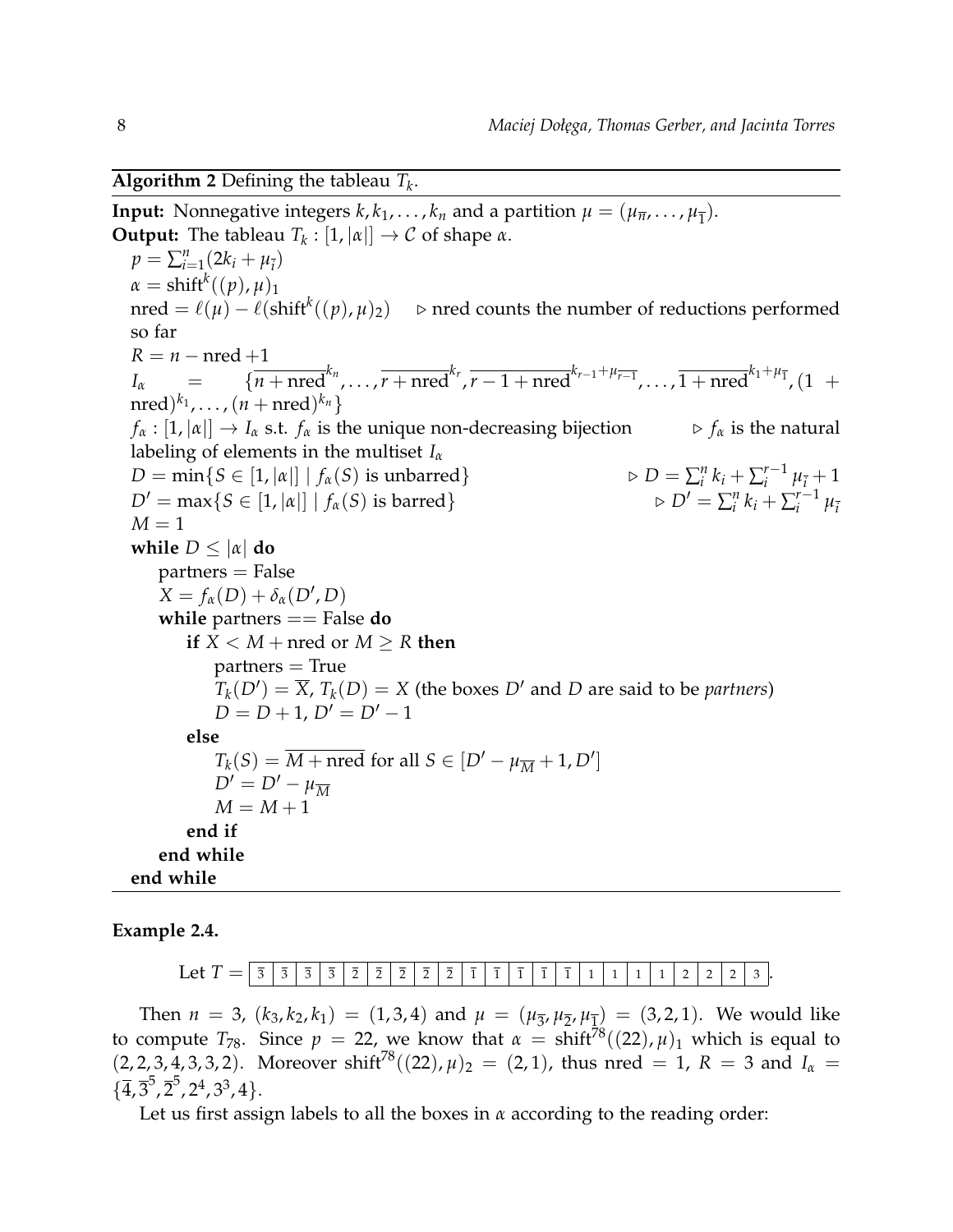**Algorithm 2** Defining the tableau $T_k$.

**Input:** Nonnegative integers $k, k_1, \dots, k_n$ and a partition $\mu = (\mu_{\overline{n}}, \dots, \mu_{\overline{1}})$.
**Output:** The tableau $T_k : [1, |\alpha|] \to \mathcal{C}$ of shape $\alpha$.

```
p = ∑_{i=1}^n (2k_i + μ_ī)
α = shift^k((p), μ)_1
nred = ℓ(μ) − ℓ(shift^k((p), μ)_2)      ▷ nred counts the number of reductions performed so far
R = n − nred + 1
I_α = { overline(n+nred)^{k_n}, ..., overline(r+nred)^{k_r}, overline(r−1+nred)^{k_{r−1}+μ_{overline(r−1)}}, ..., overline(1+nred)^{k_1+μ_1̄}, (1+nred)^{k_1}, ..., (n+nred)^{k_n} }
f_α : [1,|α|] → I_α s.t. f_α is the unique non-decreasing bijection      ▷ f_α is the natural labeling of elements in the multiset I_α
D = min{S ∈ [1,|α|] | f_α(S) is unbarred}      ▷ D = ∑_i^n k_i + ∑_i^{r−1} μ_ī + 1
D' = max{S ∈ [1,|α|] | f_α(S) is barred}       ▷ D' = ∑_i^n k_i + ∑_i^{r−1} μ_ī
M = 1
while D ≤ |α| do
    partners = False
    X = f_α(D) + δ_α(D', D)
    while partners == False do
        if X < M + nred or M ≥ R then
            partners = True
            T_k(D') = overline(X), T_k(D) = X (the boxes D' and D are said to be partners)
            D = D + 1, D' = D' − 1
        else
            T_k(S) = overline(M + nred) for all S ∈ [D' − μ_{overline(M)} + 1, D']
            D' = D' − μ_{overline(M)}
            M = M + 1
        end if
    end while
end while
```

**Example 2.4.**

$$\text{Let } T = \begin{array}{|c|c|c|c|c|c|c|c|c|c|c|c|c|c|c|c|c|c|c|c|c|c|} \hline \overline{3} & \overline{3} & \overline{3} & \overline{3} & \overline{2} & \overline{2} & \overline{2} & \overline{2} & \overline{2} & \overline{1} & \overline{1} & \overline{1} & \overline{1} & \overline{1} & 1 & 1 & 1 & 1 & 2 & 2 & 2 & 3 \\ \hline \end{array}.$$

Then $n = 3$, $(k_3, k_2, k_1) = (1, 3, 4)$ and $\mu = (\mu_{\overline{3}}, \mu_{\overline{2}}, \mu_{\overline{1}}) = (3, 2, 1)$. We would like to compute $T_{78}$. Since $p = 22$, we know that $\alpha = \text{shift}^{78}((22), \mu)_1$ which is equal to $(2, 2, 3, 4, 3, 3, 2)$. Moreover $\text{shift}^{78}((22), \mu)_2 = (2, 1)$, thus nred $= 1$, $R = 3$ and $I_\alpha = \{\overline{4}, \overline{3}^5, \overline{2}^5, 2^4, 3^3, 4\}$.

Let us first assign labels to all the boxes in $\alpha$ according to the reading order: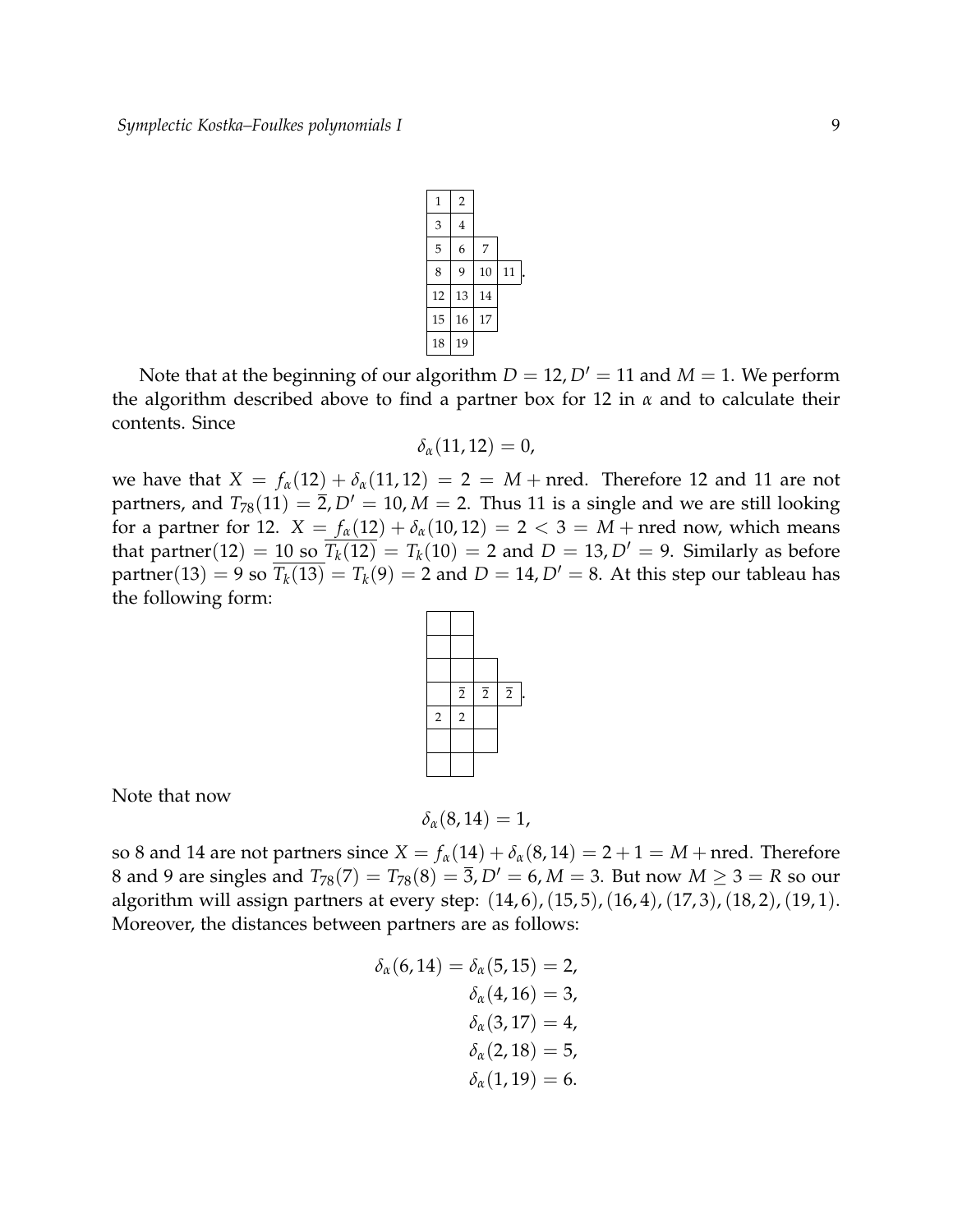| 1 | 2 | | |
|---|---|---|---|
| 3 | 4 | | |
| 5 | 6 | 7 | |
| 8 | 9 | 10 | 11 |
| 12 | 13 | 14 | |
| 15 | 16 | 17 | |
| 18 | 19 | | |

Note that at the beginning of our algorithm $D = 12, D' = 11$ and $M = 1$. We perform the algorithm described above to find a partner box for 12 in $\alpha$ and to calculate their contents. Since

$$\delta_\alpha(11, 12) = 0,$$

we have that $X = f_\alpha(12) + \delta_\alpha(11, 12) = 2 = M + \text{nred}$. Therefore 12 and 11 are not partners, and $T_{78}(11) = \overline{2}, D' = 10, M = 2$. Thus 11 is a single and we are still looking for a partner for 12. $X = f_\alpha(12) + \delta_\alpha(10, 12) = 2 < 3 = M + \text{nred}$ now, which means that $\text{partner}(12) = 10$ so $\overline{T_k(12)} = T_k(10) = 2$ and $D = 13, D' = 9$. Similarly as before $\text{partner}(13) = 9$ so $\overline{T_k(13)} = T_k(9) = 2$ and $D = 14, D' = 8$. At this step our tableau has the following form:

| | | | |
|---|---|---|---|
| | | | |
| | | | |
| | | | |
| | $\overline{2}$ | $\overline{2}$ | $\overline{2}$ |
| 2 | 2 | | |
| | | | |
| | | | |

Note that now

$$\delta_\alpha(8, 14) = 1,$$

so 8 and 14 are not partners since $X = f_\alpha(14) + \delta_\alpha(8, 14) = 2 + 1 = M + \text{nred}$. Therefore 8 and 9 are singles and $T_{78}(7) = T_{78}(8) = \overline{3}, D' = 6, M = 3$. But now $M \geq 3 = R$ so our algorithm will assign partners at every step: $(14, 6), (15, 5), (16, 4), (17, 3), (18, 2), (19, 1)$. Moreover, the distances between partners are as follows:

$$\begin{aligned}
\delta_\alpha(6, 14) = \delta_\alpha(5, 15) &= 2, \\
\delta_\alpha(4, 16) &= 3, \\
\delta_\alpha(3, 17) &= 4, \\
\delta_\alpha(2, 18) &= 5, \\
\delta_\alpha(1, 19) &= 6.
\end{aligned}$$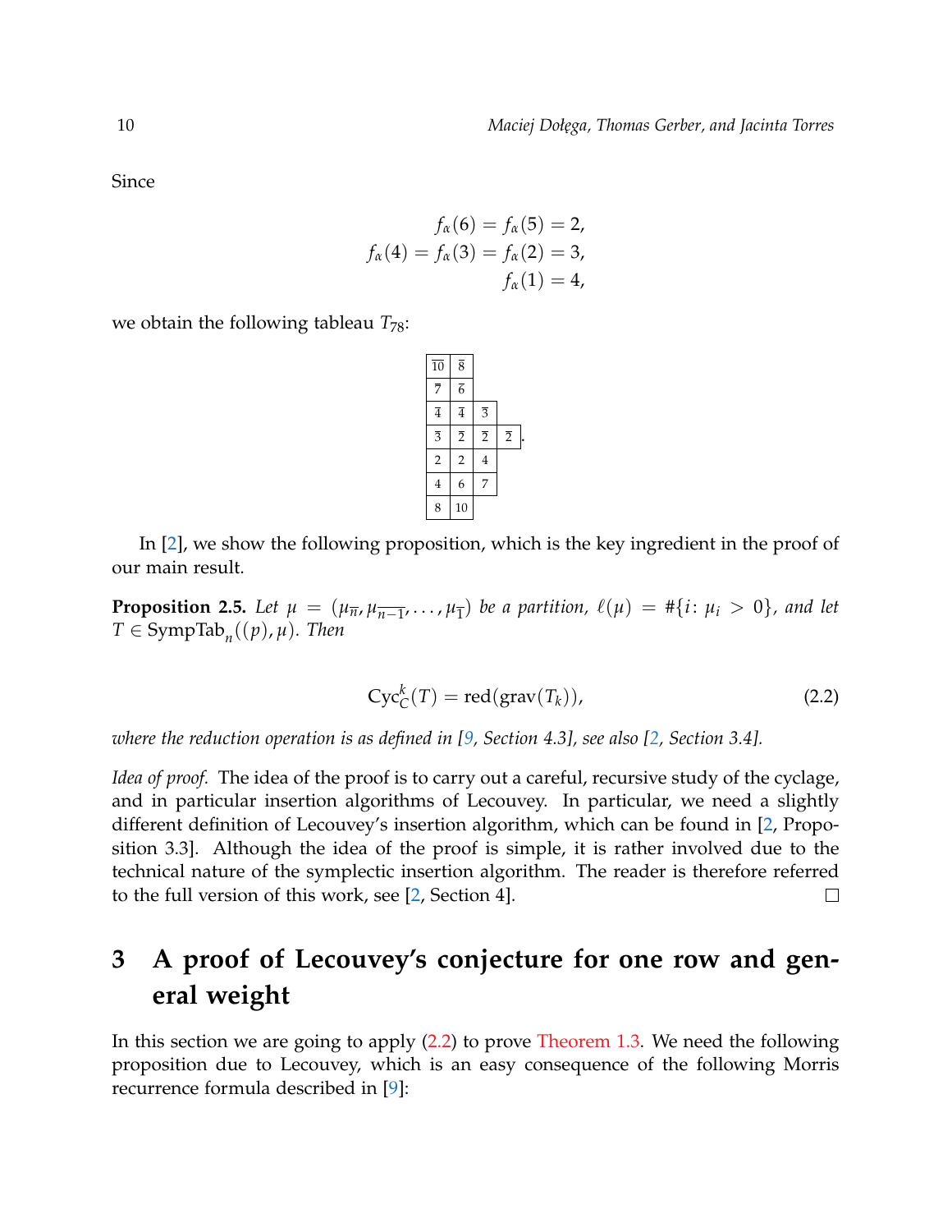Since

$$\begin{aligned} f_\alpha(6) = f_\alpha(5) &= 2, \\ f_\alpha(4) = f_\alpha(3) = f_\alpha(2) &= 3, \\ f_\alpha(1) &= 4, \end{aligned}$$

we obtain the following tableau $T_{78}$:

| | | | |
|---|---|---|---|
| $\overline{10}$ | $\overline{8}$ | | |
| $\overline{7}$ | $\overline{6}$ | | |
| $\overline{4}$ | $\overline{4}$ | $\overline{3}$ | |
| $\overline{3}$ | $\overline{2}$ | $\overline{2}$ | $\overline{2}$ |
| $2$ | $2$ | $4$ | |
| $4$ | $6$ | $7$ | |
| $8$ | $10$ | | |

In [2], we show the following proposition, which is the key ingredient in the proof of our main result.

**Proposition 2.5.** *Let $\mu = (\mu_{\overline{n}}, \mu_{\overline{n-1}}, \ldots, \mu_{\overline{1}})$ be a partition, $\ell(\mu) = \#\{i \colon \mu_i > 0\}$, and let $T \in \mathrm{SympTab}_n((p), \mu)$. Then*

$$\mathrm{Cyc}_C^k(T) = \mathrm{red}(\mathrm{grav}(T_k)), \tag{2.2}$$

*where the reduction operation is as defined in [9, Section 4.3], see also [2, Section 3.4].*

*Idea of proof.* The idea of the proof is to carry out a careful, recursive study of the cyclage, and in particular insertion algorithms of Lecouvey. In particular, we need a slightly different definition of Lecouvey's insertion algorithm, which can be found in [2, Proposition 3.3]. Although the idea of the proof is simple, it is rather involved due to the technical nature of the symplectic insertion algorithm. The reader is therefore referred to the full version of this work, see [2, Section 4]. $\square$

# 3 A proof of Lecouvey's conjecture for one row and general weight

In this section we are going to apply (2.2) to prove Theorem 1.3. We need the following proposition due to Lecouvey, which is an easy consequence of the following Morris recurrence formula described in [9]: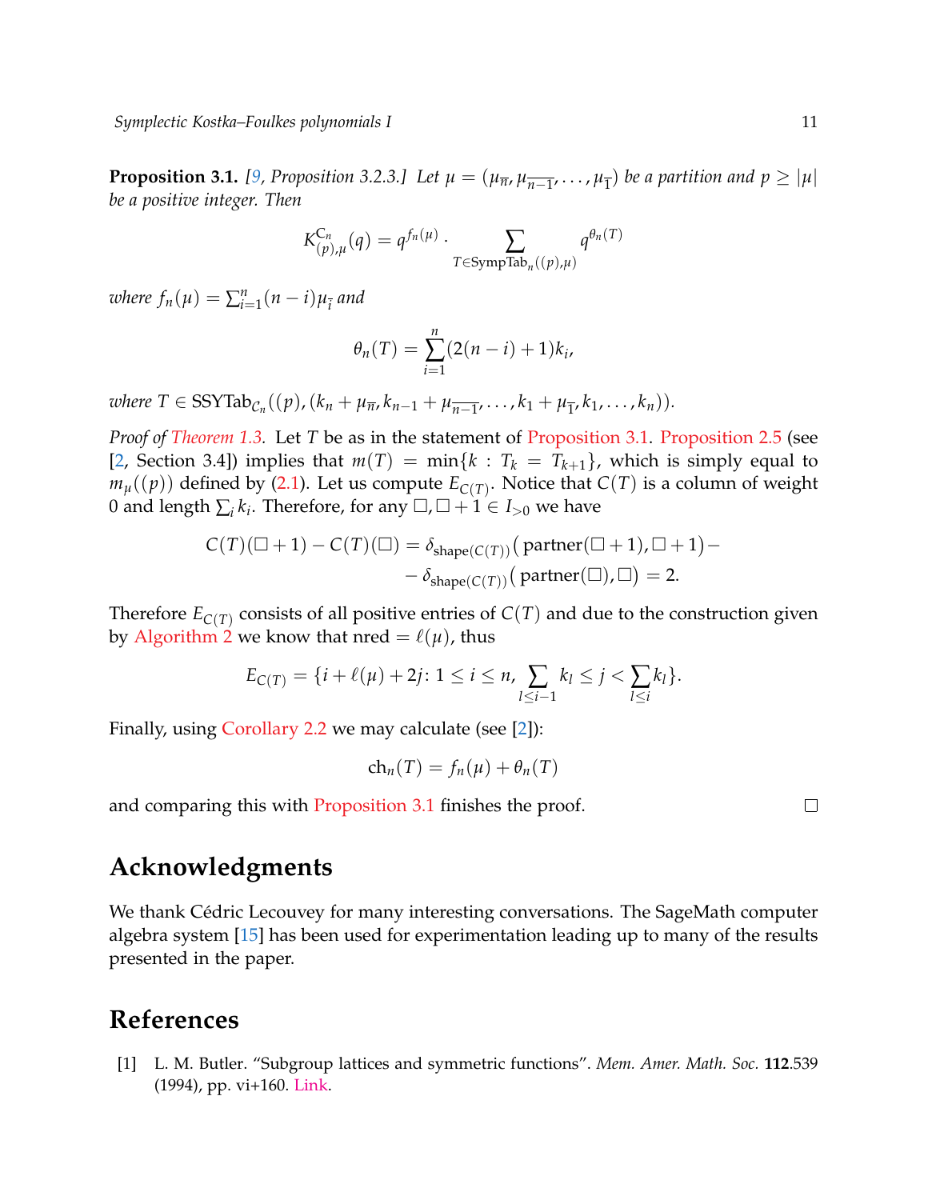**Proposition 3.1.** *[9, Proposition 3.2.3.] Let $\mu = (\mu_{\overline{n}}, \mu_{\overline{n-1}}, \ldots, \mu_{\overline{1}})$ be a partition and $p \geq |\mu|$ be a positive integer. Then*

$$K^{C_n}_{(p),\mu}(q) = q^{f_n(\mu)} \cdot \sum_{T \in \mathrm{SympTab}_n((p),\mu)} q^{\theta_n(T)}$$

*where $f_n(\mu) = \sum_{i=1}^{n}(n-i)\mu_{\overline{i}}$ and*

$$\theta_n(T) = \sum_{i=1}^{n}(2(n-i)+1)k_i,$$

*where $T \in \mathrm{SSYTab}_{\mathcal{C}_n}((p),(k_n + \mu_{\overline{n}}, k_{n-1} + \mu_{\overline{n-1}}, \ldots, k_1 + \mu_{\overline{1}}, k_1, \ldots, k_n))$.*

*Proof of Theorem 1.3.* Let $T$ be as in the statement of Proposition 3.1. Proposition 2.5 (see [2, Section 3.4]) implies that $m(T) = \min\{k : T_k = T_{k+1}\}$, which is simply equal to $m_\mu((p))$ defined by (2.1). Let us compute $E_{C(T)}$. Notice that $C(T)$ is a column of weight 0 and length $\sum_i k_i$. Therefore, for any $\square, \square + 1 \in I_{>0}$ we have

$$\begin{aligned} C(T)(\square+1) - C(T)(\square) = \delta_{\mathrm{shape}(C(T))}\big(\,\mathrm{partner}(\square+1), \square+1\big) - \\ - \delta_{\mathrm{shape}(C(T))}\big(\,\mathrm{partner}(\square), \square\big) = 2. \end{aligned}$$

Therefore $E_{C(T)}$ consists of all positive entries of $C(T)$ and due to the construction given by Algorithm 2 we know that $\mathrm{nred} = \ell(\mu)$, thus

$$E_{C(T)} = \{i + \ell(\mu) + 2j \colon 1 \leq i \leq n, \sum_{l \leq i-1} k_l \leq j < \sum_{l \leq i} k_l\}.$$

Finally, using Corollary 2.2 we may calculate (see [2]):

$$\mathrm{ch}_n(T) = f_n(\mu) + \theta_n(T)$$

and comparing this with Proposition 3.1 finishes the proof. □

## Acknowledgments

We thank Cédric Lecouvey for many interesting conversations. The SageMath computer algebra system [15] has been used for experimentation leading up to many of the results presented in the paper.

## References

[1] L. M. Butler. "Subgroup lattices and symmetric functions". *Mem. Amer. Math. Soc.* **112**.539 (1994), pp. vi+160. Link.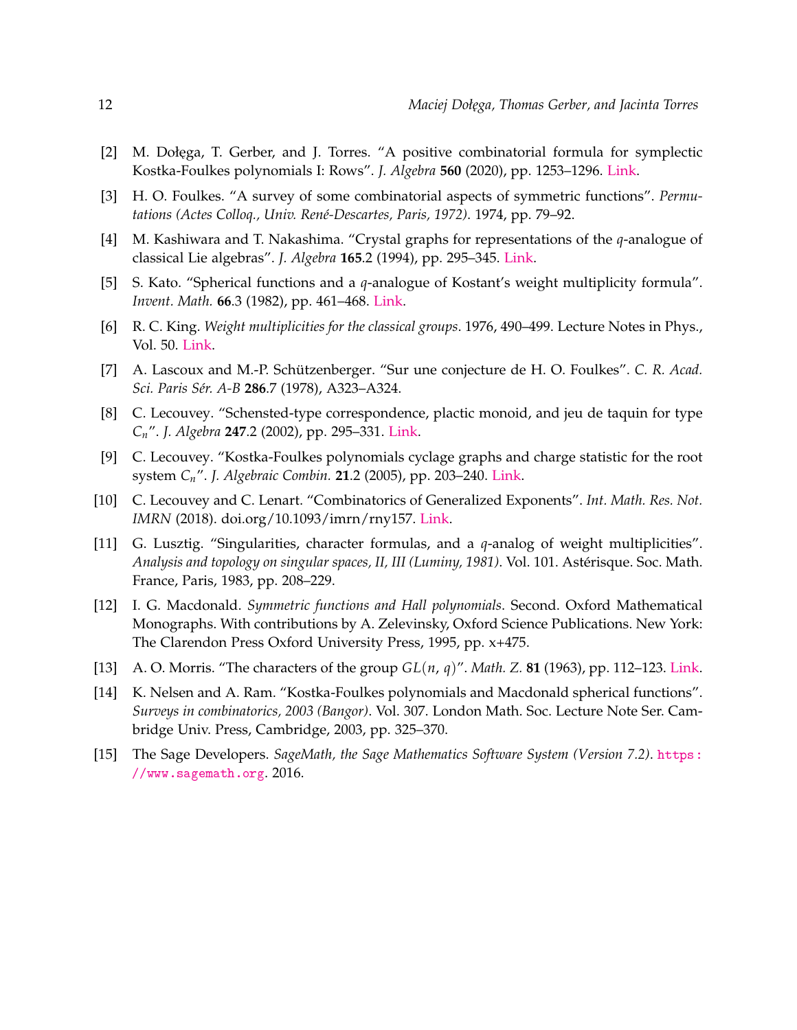[2] M. Dołęga, T. Gerber, and J. Torres. "A positive combinatorial formula for symplectic Kostka-Foulkes polynomials I: Rows". *J. Algebra* **560** (2020), pp. 1253–1296. Link.

[3] H. O. Foulkes. "A survey of some combinatorial aspects of symmetric functions". *Permutations (Actes Colloq., Univ. René-Descartes, Paris, 1972)*. 1974, pp. 79–92.

[4] M. Kashiwara and T. Nakashima. "Crystal graphs for representations of the $q$-analogue of classical Lie algebras". *J. Algebra* **165**.2 (1994), pp. 295–345. Link.

[5] S. Kato. "Spherical functions and a $q$-analogue of Kostant's weight multiplicity formula". *Invent. Math.* **66**.3 (1982), pp. 461–468. Link.

[6] R. C. King. *Weight multiplicities for the classical groups*. 1976, 490–499. Lecture Notes in Phys., Vol. 50. Link.

[7] A. Lascoux and M.-P. Schützenberger. "Sur une conjecture de H. O. Foulkes". *C. R. Acad. Sci. Paris Sér. A-B* **286**.7 (1978), A323–A324.

[8] C. Lecouvey. "Schensted-type correspondence, plactic monoid, and jeu de taquin for type $C_n$". *J. Algebra* **247**.2 (2002), pp. 295–331. Link.

[9] C. Lecouvey. "Kostka-Foulkes polynomials cyclage graphs and charge statistic for the root system $C_n$". *J. Algebraic Combin.* **21**.2 (2005), pp. 203–240. Link.

[10] C. Lecouvey and C. Lenart. "Combinatorics of Generalized Exponents". *Int. Math. Res. Not. IMRN* (2018). doi.org/10.1093/imrn/rny157. Link.

[11] G. Lusztig. "Singularities, character formulas, and a $q$-analog of weight multiplicities". *Analysis and topology on singular spaces, II, III (Luminy, 1981)*. Vol. 101. Astérisque. Soc. Math. France, Paris, 1983, pp. 208–229.

[12] I. G. Macdonald. *Symmetric functions and Hall polynomials*. Second. Oxford Mathematical Monographs. With contributions by A. Zelevinsky, Oxford Science Publications. New York: The Clarendon Press Oxford University Press, 1995, pp. x+475.

[13] A. O. Morris. "The characters of the group $GL(n, q)$". *Math. Z.* **81** (1963), pp. 112–123. Link.

[14] K. Nelsen and A. Ram. "Kostka-Foulkes polynomials and Macdonald spherical functions". *Surveys in combinatorics, 2003 (Bangor)*. Vol. 307. London Math. Soc. Lecture Note Ser. Cambridge Univ. Press, Cambridge, 2003, pp. 325–370.

[15] The Sage Developers. *SageMath, the Sage Mathematics Software System (Version 7.2)*. https://www.sagemath.org. 2016.